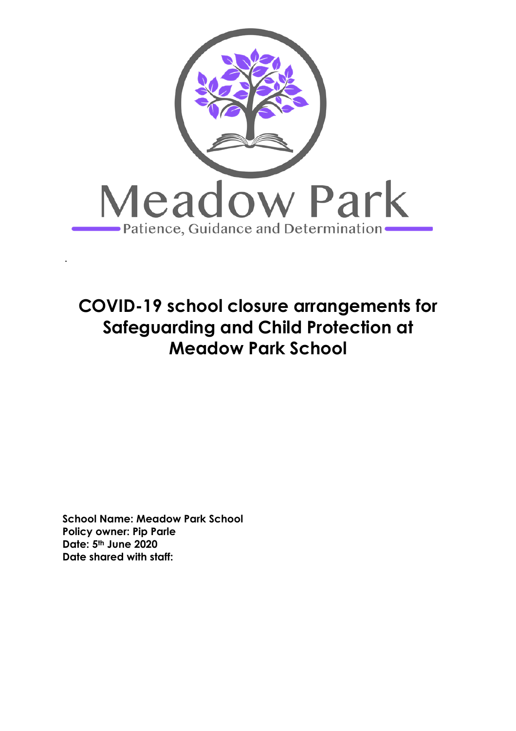Meadow Park

Patience, Guidance and Determination

# COVID-19 school closure arrangements for Safeguarding and Child Protection at Meadow Park School

**School Name: Meadow Park School**
**Policy owner: Pip Parle**
**Date: 5th June 2020**
**Date shared with staff:**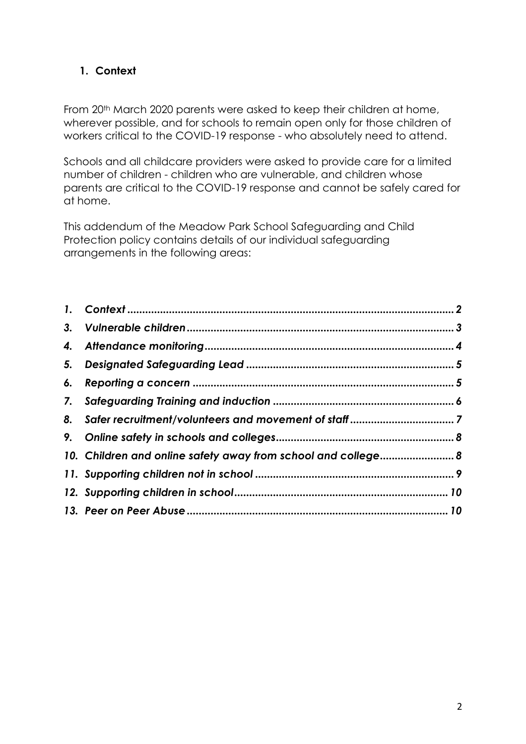## 1. Context

From 20th March 2020 parents were asked to keep their children at home, wherever possible, and for schools to remain open only for those children of workers critical to the COVID-19 response - who absolutely need to attend.

Schools and all childcare providers were asked to provide care for a limited number of children - children who are vulnerable, and children whose parents are critical to the COVID-19 response and cannot be safely cared for at home.

This addendum of the Meadow Park School Safeguarding and Child Protection policy contains details of our individual safeguarding arrangements in the following areas:

*1. Context ........ 2*
*3. Vulnerable children ........ 3*
*4. Attendance monitoring ........ 4*
*5. Designated Safeguarding Lead ........ 5*
*6. Reporting a concern ........ 5*
*7. Safeguarding Training and induction ........ 6*
*8. Safer recruitment/volunteers and movement of staff ........ 7*
*9. Online safety in schools and colleges ........ 8*
*10. Children and online safety away from school and college ........ 8*
*11. Supporting children not in school ........ 9*
*12. Supporting children in school ........ 10*
*13. Peer on Peer Abuse ........ 10*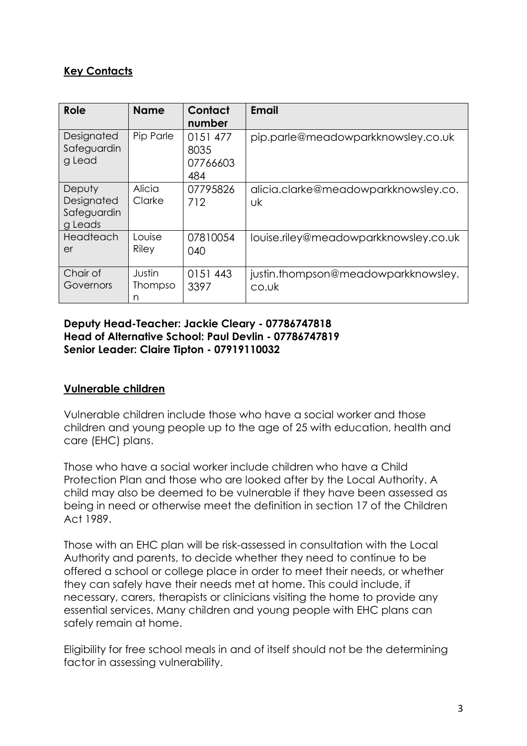## Key Contacts

| Role | Name | Contact number | Email |
| --- | --- | --- | --- |
| Designated Safeguarding Lead | Pip Parle | 0151 477 8035 07766603 484 | pip.parle@meadowparkknowsley.co.uk |
| Deputy Designated Safeguarding Leads | Alicia Clarke | 07795826 712 | alicia.clarke@meadowparkknowsley.co.uk |
| Headteacher | Louise Riley | 07810054 040 | louise.riley@meadowparkknowsley.co.uk |
| Chair of Governors | Justin Thompson | 0151 443 3397 | justin.thompson@meadowparkknowsley.co.uk |

**Deputy Head-Teacher: Jackie Cleary - 07786747818**
**Head of Alternative School: Paul Devlin - 07786747819**
**Senior Leader: Claire Tipton - 07919110032**

## Vulnerable children

Vulnerable children include those who have a social worker and those children and young people up to the age of 25 with education, health and care (EHC) plans.

Those who have a social worker include children who have a Child Protection Plan and those who are looked after by the Local Authority. A child may also be deemed to be vulnerable if they have been assessed as being in need or otherwise meet the definition in section 17 of the Children Act 1989.

Those with an EHC plan will be risk-assessed in consultation with the Local Authority and parents, to decide whether they need to continue to be offered a school or college place in order to meet their needs, or whether they can safely have their needs met at home. This could include, if necessary, carers, therapists or clinicians visiting the home to provide any essential services. Many children and young people with EHC plans can safely remain at home.

Eligibility for free school meals in and of itself should not be the determining factor in assessing vulnerability.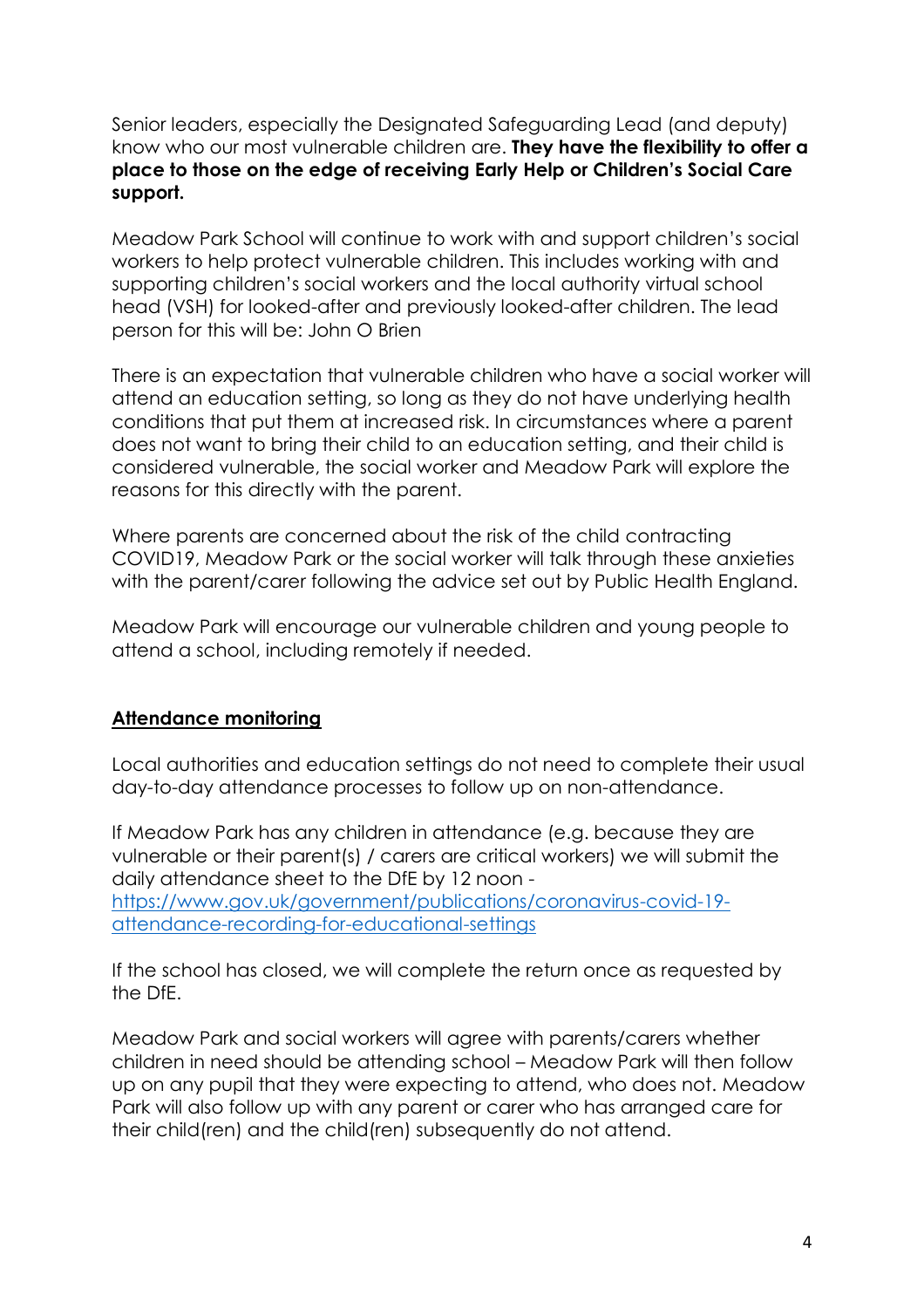Senior leaders, especially the Designated Safeguarding Lead (and deputy) know who our most vulnerable children are. **They have the flexibility to offer a place to those on the edge of receiving Early Help or Children's Social Care support.**

Meadow Park School will continue to work with and support children's social workers to help protect vulnerable children. This includes working with and supporting children's social workers and the local authority virtual school head (VSH) for looked-after and previously looked-after children. The lead person for this will be: John O Brien

There is an expectation that vulnerable children who have a social worker will attend an education setting, so long as they do not have underlying health conditions that put them at increased risk. In circumstances where a parent does not want to bring their child to an education setting, and their child is considered vulnerable, the social worker and Meadow Park will explore the reasons for this directly with the parent.

Where parents are concerned about the risk of the child contracting COVID19, Meadow Park or the social worker will talk through these anxieties with the parent/carer following the advice set out by Public Health England.

Meadow Park will encourage our vulnerable children and young people to attend a school, including remotely if needed.

## Attendance monitoring

Local authorities and education settings do not need to complete their usual day-to-day attendance processes to follow up on non-attendance.

If Meadow Park has any children in attendance (e.g. because they are vulnerable or their parent(s) / carers are critical workers) we will submit the daily attendance sheet to the DfE by 12 noon - [https://www.gov.uk/government/publications/coronavirus-covid-19-attendance-recording-for-educational-settings](https://www.gov.uk/government/publications/coronavirus-covid-19-attendance-recording-for-educational-settings)

If the school has closed, we will complete the return once as requested by the DfE.

Meadow Park and social workers will agree with parents/carers whether children in need should be attending school – Meadow Park will then follow up on any pupil that they were expecting to attend, who does not. Meadow Park will also follow up with any parent or carer who has arranged care for their child(ren) and the child(ren) subsequently do not attend.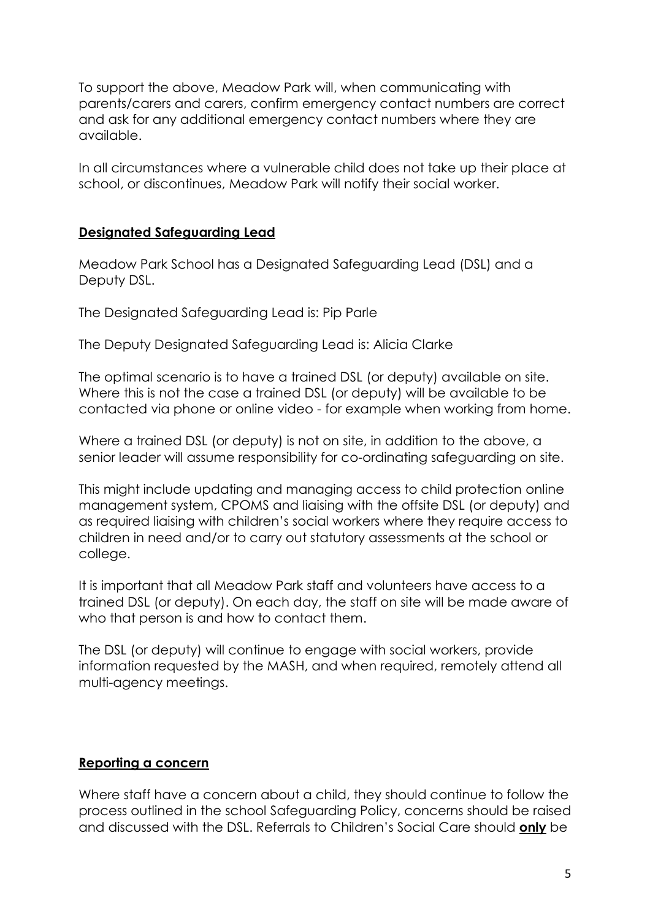To support the above, Meadow Park will, when communicating with parents/carers and carers, confirm emergency contact numbers are correct and ask for any additional emergency contact numbers where they are available.

In all circumstances where a vulnerable child does not take up their place at school, or discontinues, Meadow Park will notify their social worker.

## **Designated Safeguarding Lead**

Meadow Park School has a Designated Safeguarding Lead (DSL) and a Deputy DSL.

The Designated Safeguarding Lead is: Pip Parle

The Deputy Designated Safeguarding Lead is: Alicia Clarke

The optimal scenario is to have a trained DSL (or deputy) available on site. Where this is not the case a trained DSL (or deputy) will be available to be contacted via phone or online video - for example when working from home.

Where a trained DSL (or deputy) is not on site, in addition to the above, a senior leader will assume responsibility for co-ordinating safeguarding on site.

This might include updating and managing access to child protection online management system, CPOMS and liaising with the offsite DSL (or deputy) and as required liaising with children's social workers where they require access to children in need and/or to carry out statutory assessments at the school or college.

It is important that all Meadow Park staff and volunteers have access to a trained DSL (or deputy). On each day, the staff on site will be made aware of who that person is and how to contact them.

The DSL (or deputy) will continue to engage with social workers, provide information requested by the MASH, and when required, remotely attend all multi-agency meetings.

## **Reporting a concern**

Where staff have a concern about a child, they should continue to follow the process outlined in the school Safeguarding Policy, concerns should be raised and discussed with the DSL. Referrals to Children's Social Care should **only** be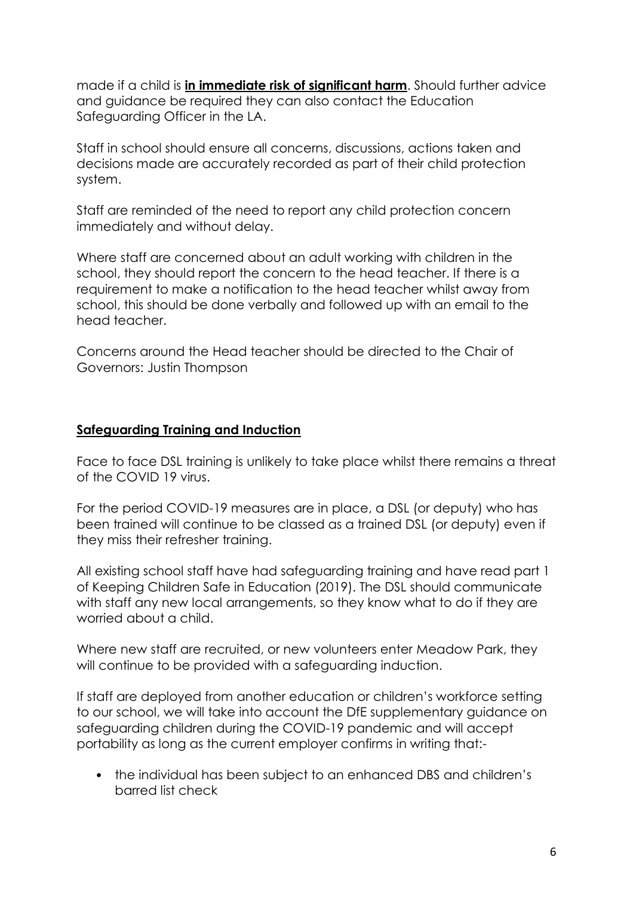made if a child is **in immediate risk of significant harm**. Should further advice and guidance be required they can also contact the Education Safeguarding Officer in the LA.

Staff in school should ensure all concerns, discussions, actions taken and decisions made are accurately recorded as part of their child protection system.

Staff are reminded of the need to report any child protection concern immediately and without delay.

Where staff are concerned about an adult working with children in the school, they should report the concern to the head teacher. If there is a requirement to make a notification to the head teacher whilst away from school, this should be done verbally and followed up with an email to the head teacher.

Concerns around the Head teacher should be directed to the Chair of Governors: Justin Thompson

## Safeguarding Training and Induction

Face to face DSL training is unlikely to take place whilst there remains a threat of the COVID 19 virus.

For the period COVID-19 measures are in place, a DSL (or deputy) who has been trained will continue to be classed as a trained DSL (or deputy) even if they miss their refresher training.

All existing school staff have had safeguarding training and have read part 1 of Keeping Children Safe in Education (2019). The DSL should communicate with staff any new local arrangements, so they know what to do if they are worried about a child.

Where new staff are recruited, or new volunteers enter Meadow Park, they will continue to be provided with a safeguarding induction.

If staff are deployed from another education or children's workforce setting to our school, we will take into account the DfE supplementary guidance on safeguarding children during the COVID-19 pandemic and will accept portability as long as the current employer confirms in writing that:-

- the individual has been subject to an enhanced DBS and children's barred list check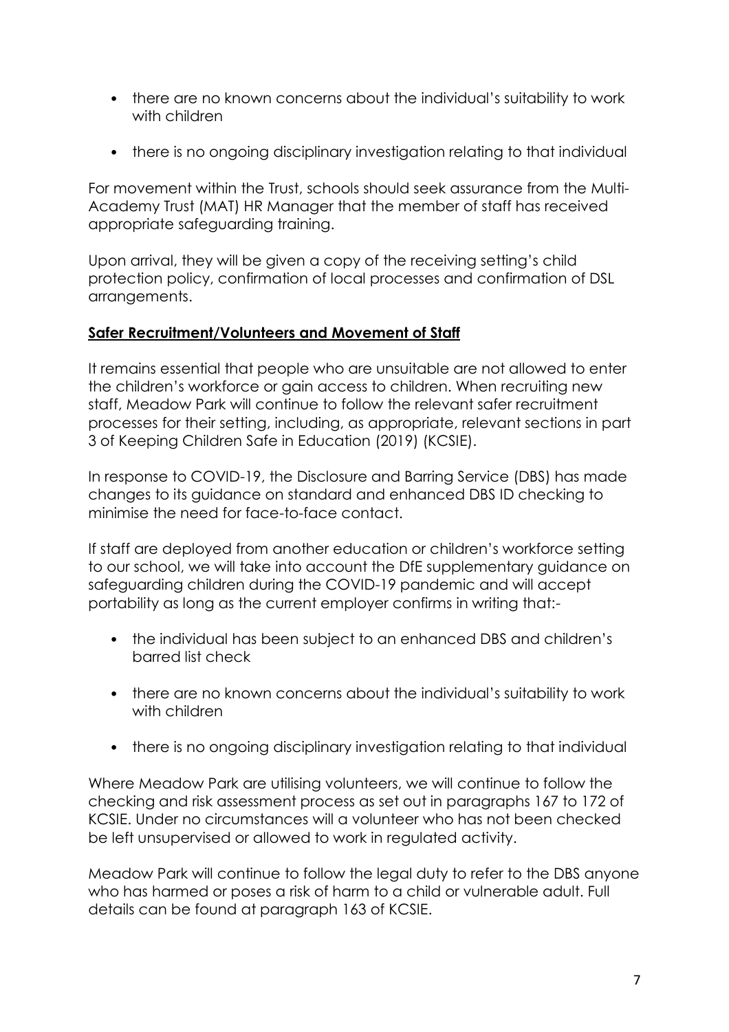- there are no known concerns about the individual's suitability to work with children
- there is no ongoing disciplinary investigation relating to that individual

For movement within the Trust, schools should seek assurance from the Multi-Academy Trust (MAT) HR Manager that the member of staff has received appropriate safeguarding training.

Upon arrival, they will be given a copy of the receiving setting's child protection policy, confirmation of local processes and confirmation of DSL arrangements.

**Safer Recruitment/Volunteers and Movement of Staff**

It remains essential that people who are unsuitable are not allowed to enter the children's workforce or gain access to children. When recruiting new staff, Meadow Park will continue to follow the relevant safer recruitment processes for their setting, including, as appropriate, relevant sections in part 3 of Keeping Children Safe in Education (2019) (KCSIE).

In response to COVID-19, the Disclosure and Barring Service (DBS) has made changes to its guidance on standard and enhanced DBS ID checking to minimise the need for face-to-face contact.

If staff are deployed from another education or children's workforce setting to our school, we will take into account the DfE supplementary guidance on safeguarding children during the COVID-19 pandemic and will accept portability as long as the current employer confirms in writing that:-

- the individual has been subject to an enhanced DBS and children's barred list check
- there are no known concerns about the individual's suitability to work with children
- there is no ongoing disciplinary investigation relating to that individual

Where Meadow Park are utilising volunteers, we will continue to follow the checking and risk assessment process as set out in paragraphs 167 to 172 of KCSIE. Under no circumstances will a volunteer who has not been checked be left unsupervised or allowed to work in regulated activity.

Meadow Park will continue to follow the legal duty to refer to the DBS anyone who has harmed or poses a risk of harm to a child or vulnerable adult. Full details can be found at paragraph 163 of KCSIE.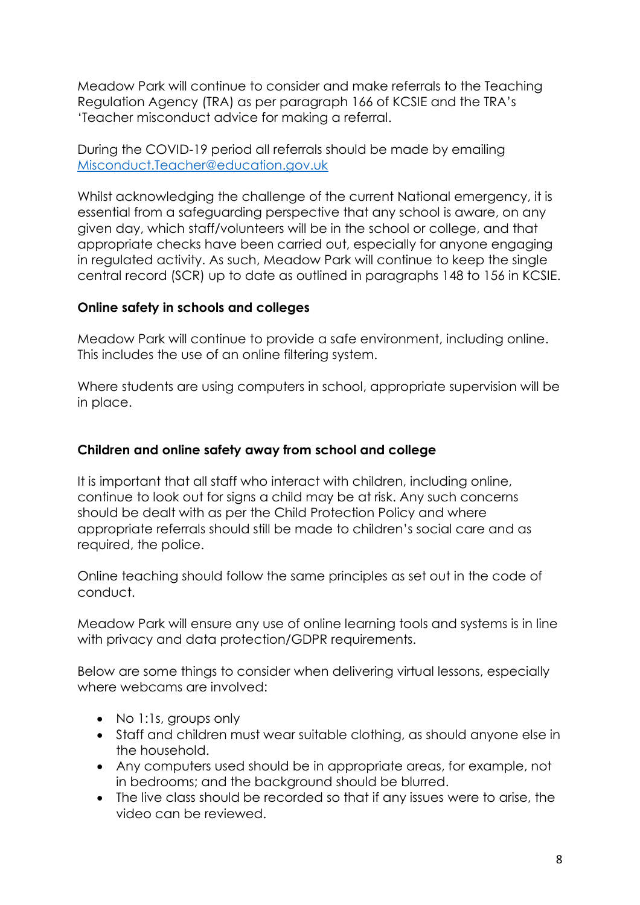Meadow Park will continue to consider and make referrals to the Teaching Regulation Agency (TRA) as per paragraph 166 of KCSIE and the TRA's 'Teacher misconduct advice for making a referral.

During the COVID-19 period all referrals should be made by emailing [Misconduct.Teacher@education.gov.uk](mailto:Misconduct.Teacher@education.gov.uk)

Whilst acknowledging the challenge of the current National emergency, it is essential from a safeguarding perspective that any school is aware, on any given day, which staff/volunteers will be in the school or college, and that appropriate checks have been carried out, especially for anyone engaging in regulated activity. As such, Meadow Park will continue to keep the single central record (SCR) up to date as outlined in paragraphs 148 to 156 in KCSIE.

**Online safety in schools and colleges**

Meadow Park will continue to provide a safe environment, including online. This includes the use of an online filtering system.

Where students are using computers in school, appropriate supervision will be in place.

**Children and online safety away from school and college**

It is important that all staff who interact with children, including online, continue to look out for signs a child may be at risk. Any such concerns should be dealt with as per the Child Protection Policy and where appropriate referrals should still be made to children's social care and as required, the police.

Online teaching should follow the same principles as set out in the code of conduct.

Meadow Park will ensure any use of online learning tools and systems is in line with privacy and data protection/GDPR requirements.

Below are some things to consider when delivering virtual lessons, especially where webcams are involved:

- No 1:1s, groups only
- Staff and children must wear suitable clothing, as should anyone else in the household.
- Any computers used should be in appropriate areas, for example, not in bedrooms; and the background should be blurred.
- The live class should be recorded so that if any issues were to arise, the video can be reviewed.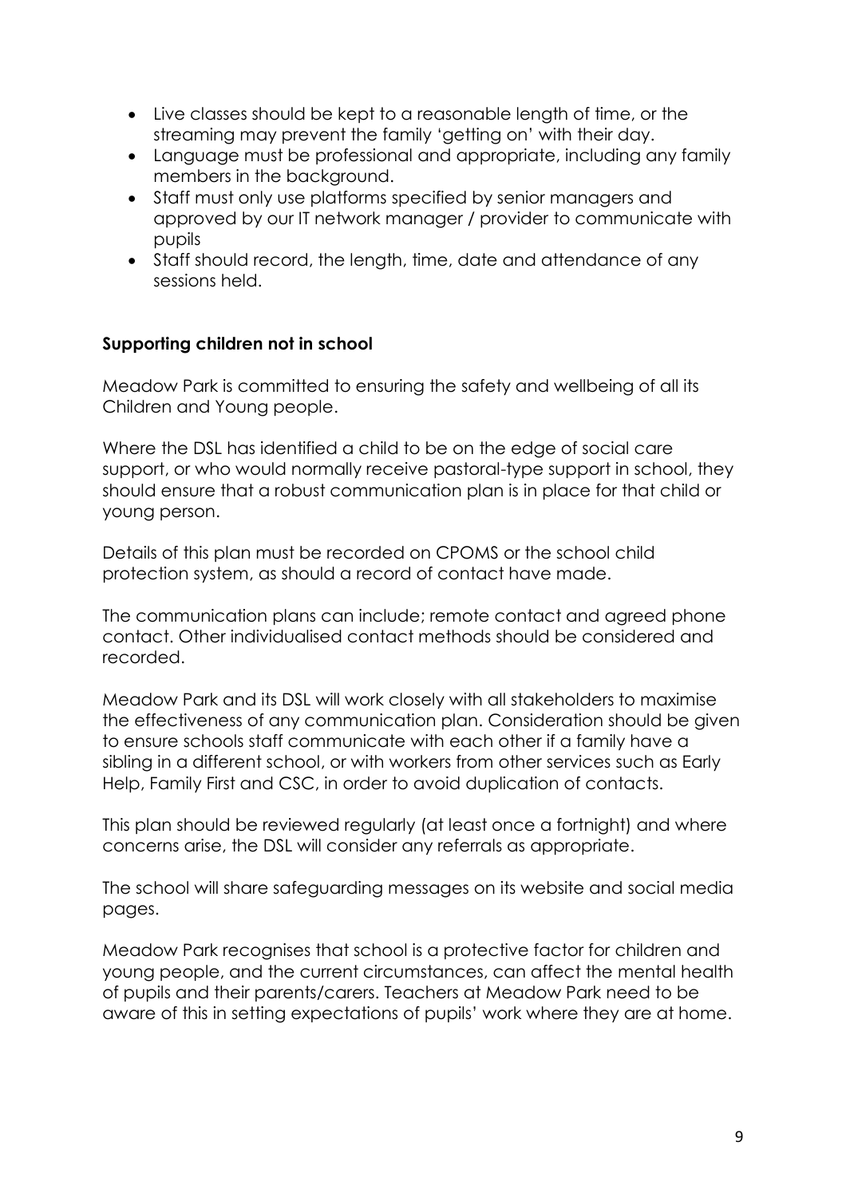- Live classes should be kept to a reasonable length of time, or the streaming may prevent the family 'getting on' with their day.
- Language must be professional and appropriate, including any family members in the background.
- Staff must only use platforms specified by senior managers and approved by our IT network manager / provider to communicate with pupils
- Staff should record, the length, time, date and attendance of any sessions held.

**Supporting children not in school**

Meadow Park is committed to ensuring the safety and wellbeing of all its Children and Young people.

Where the DSL has identified a child to be on the edge of social care support, or who would normally receive pastoral-type support in school, they should ensure that a robust communication plan is in place for that child or young person.

Details of this plan must be recorded on CPOMS or the school child protection system, as should a record of contact have made.

The communication plans can include; remote contact and agreed phone contact. Other individualised contact methods should be considered and recorded.

Meadow Park and its DSL will work closely with all stakeholders to maximise the effectiveness of any communication plan. Consideration should be given to ensure schools staff communicate with each other if a family have a sibling in a different school, or with workers from other services such as Early Help, Family First and CSC, in order to avoid duplication of contacts.

This plan should be reviewed regularly (at least once a fortnight) and where concerns arise, the DSL will consider any referrals as appropriate.

The school will share safeguarding messages on its website and social media pages.

Meadow Park recognises that school is a protective factor for children and young people, and the current circumstances, can affect the mental health of pupils and their parents/carers. Teachers at Meadow Park need to be aware of this in setting expectations of pupils' work where they are at home.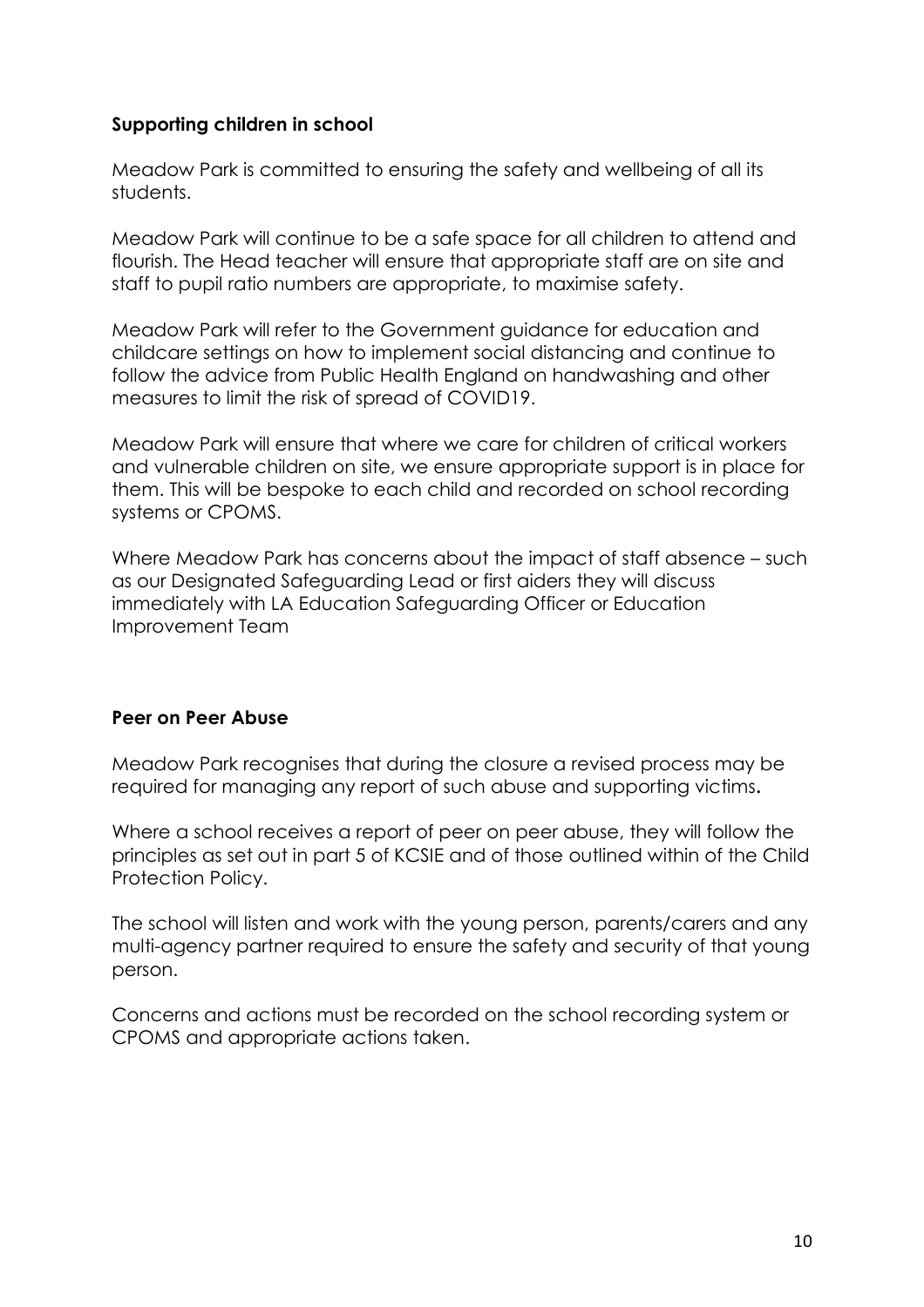**Supporting children in school**

Meadow Park is committed to ensuring the safety and wellbeing of all its students.

Meadow Park will continue to be a safe space for all children to attend and flourish. The Head teacher will ensure that appropriate staff are on site and staff to pupil ratio numbers are appropriate, to maximise safety.

Meadow Park will refer to the Government guidance for education and childcare settings on how to implement social distancing and continue to follow the advice from Public Health England on handwashing and other measures to limit the risk of spread of COVID19.

Meadow Park will ensure that where we care for children of critical workers and vulnerable children on site, we ensure appropriate support is in place for them. This will be bespoke to each child and recorded on school recording systems or CPOMS.

Where Meadow Park has concerns about the impact of staff absence – such as our Designated Safeguarding Lead or first aiders they will discuss immediately with LA Education Safeguarding Officer or Education Improvement Team

**Peer on Peer Abuse**

Meadow Park recognises that during the closure a revised process may be required for managing any report of such abuse and supporting victims**.**

Where a school receives a report of peer on peer abuse, they will follow the principles as set out in part 5 of KCSIE and of those outlined within of the Child Protection Policy.

The school will listen and work with the young person, parents/carers and any multi-agency partner required to ensure the safety and security of that young person.

Concerns and actions must be recorded on the school recording system or CPOMS and appropriate actions taken.